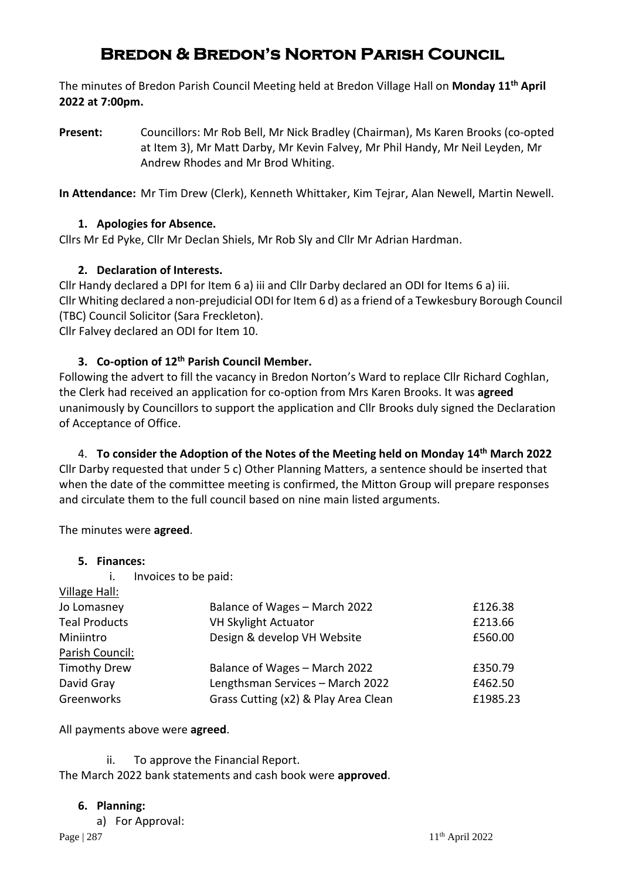# Bredon & Bredon's Norton Parish Council

The minutes of Bredon Parish Council Meeting held at Bredon Village Hall on **Monday 11th April 2022 at 7:00pm.**

**Present:** Councillors: Mr Rob Bell, Mr Nick Bradley (Chairman), Ms Karen Brooks (co-opted at Item 3), Mr Matt Darby, Mr Kevin Falvey, Mr Phil Handy, Mr Neil Leyden, Mr Andrew Rhodes and Mr Brod Whiting.

**In Attendance:** Mr Tim Drew (Clerk), Kenneth Whittaker, Kim Tejrar, Alan Newell, Martin Newell.

### 1. Apologies for Absence.

Cllrs Mr Ed Pyke, Cllr Mr Declan Shiels, Mr Rob Sly and Cllr Mr Adrian Hardman.

### 2. Declaration of Interests.

Cllr Handy declared a DPI for Item 6 a) iii and Cllr Darby declared an ODI for Items 6 a) iii.
Cllr Whiting declared a non-prejudicial ODI for Item 6 d) as a friend of a Tewkesbury Borough Council (TBC) Council Solicitor (Sara Freckleton).
Cllr Falvey declared an ODI for Item 10.

### 3. Co-option of 12th Parish Council Member.

Following the advert to fill the vacancy in Bredon Norton's Ward to replace Cllr Richard Coghlan, the Clerk had received an application for co-option from Mrs Karen Brooks. It was **agreed** unanimously by Councillors to support the application and Cllr Brooks duly signed the Declaration of Acceptance of Office.

### 4. To consider the Adoption of the Notes of the Meeting held on Monday 14th March 2022

Cllr Darby requested that under 5 c) Other Planning Matters, a sentence should be inserted that when the date of the committee meeting is confirmed, the Mitton Group will prepare responses and circulate them to the full council based on nine main listed arguments.

The minutes were **agreed**.

### 5. Finances:

i. Invoices to be paid:

| | | |
|---|---|---|
| Village Hall: | | |
| Jo Lomasney | Balance of Wages – March 2022 | £126.38 |
| Teal Products | VH Skylight Actuator | £213.66 |
| Miniintro | Design & develop VH Website | £560.00 |
| Parish Council: | | |
| Timothy Drew | Balance of Wages – March 2022 | £350.79 |
| David Gray | Lengthsman Services – March 2022 | £462.50 |
| Greenworks | Grass Cutting (x2) & Play Area Clean | £1985.23 |

All payments above were **agreed**.

ii. To approve the Financial Report.

The March 2022 bank statements and cash book were **approved**.

### 6. Planning:

a) For Approval: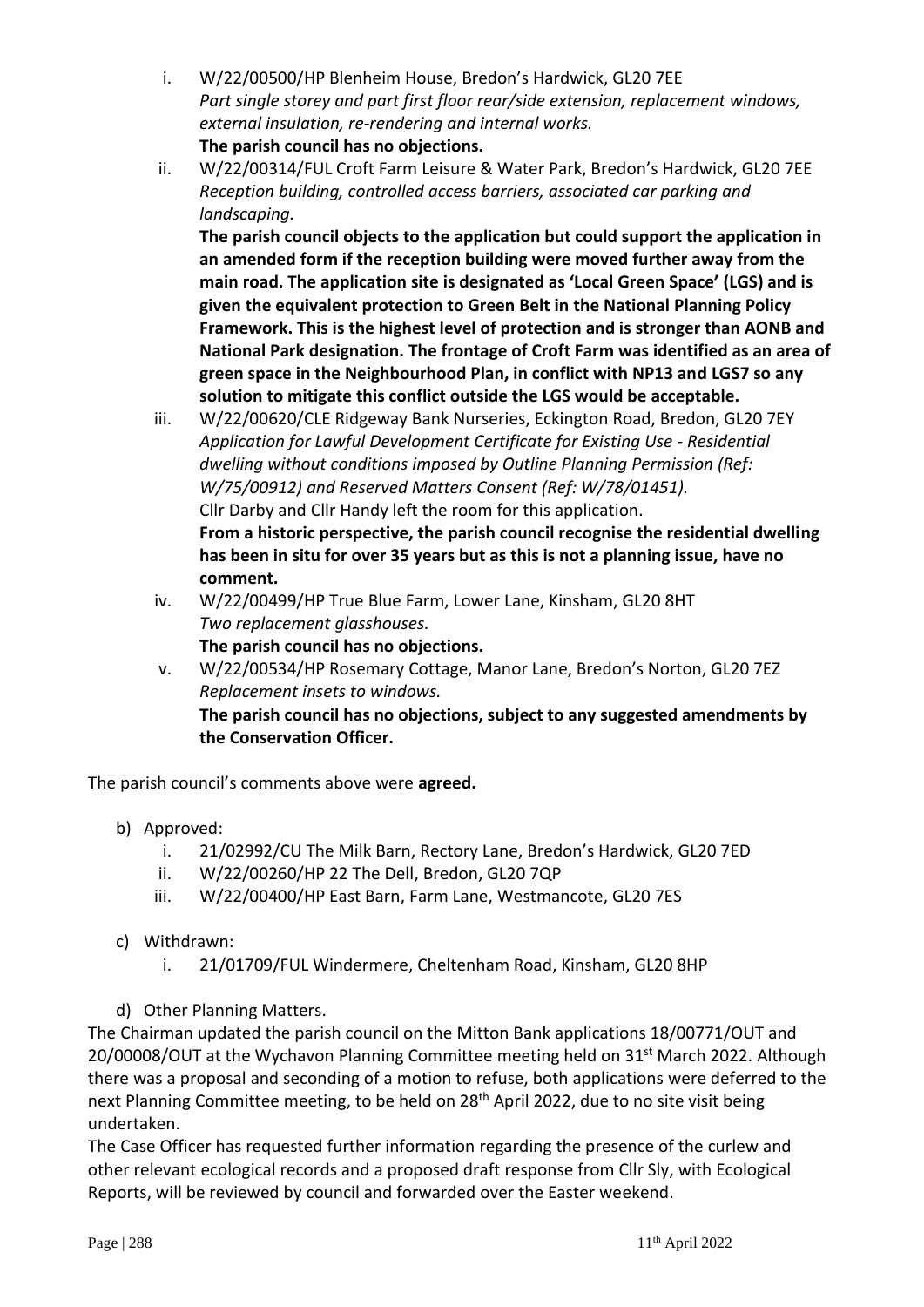i. W/22/00500/HP Blenheim House, Bredon's Hardwick, GL20 7EE
   *Part single storey and part first floor rear/side extension, replacement windows, external insulation, re-rendering and internal works.*
   **The parish council has no objections.**

ii. W/22/00314/FUL Croft Farm Leisure & Water Park, Bredon's Hardwick, GL20 7EE
   *Reception building, controlled access barriers, associated car parking and landscaping.*
   **The parish council objects to the application but could support the application in an amended form if the reception building were moved further away from the main road. The application site is designated as 'Local Green Space' (LGS) and is given the equivalent protection to Green Belt in the National Planning Policy Framework. This is the highest level of protection and is stronger than AONB and National Park designation. The frontage of Croft Farm was identified as an area of green space in the Neighbourhood Plan, in conflict with NP13 and LGS7 so any solution to mitigate this conflict outside the LGS would be acceptable.**

iii. W/22/00620/CLE Ridgeway Bank Nurseries, Eckington Road, Bredon, GL20 7EY
   *Application for Lawful Development Certificate for Existing Use - Residential dwelling without conditions imposed by Outline Planning Permission (Ref: W/75/00912) and Reserved Matters Consent (Ref: W/78/01451).*
   Cllr Darby and Cllr Handy left the room for this application.
   **From a historic perspective, the parish council recognise the residential dwelling has been in situ for over 35 years but as this is not a planning issue, have no comment.**

iv. W/22/00499/HP True Blue Farm, Lower Lane, Kinsham, GL20 8HT
   *Two replacement glasshouses.*
   **The parish council has no objections.**

v. W/22/00534/HP Rosemary Cottage, Manor Lane, Bredon's Norton, GL20 7EZ
   *Replacement insets to windows.*
   **The parish council has no objections, subject to any suggested amendments by the Conservation Officer.**

The parish council's comments above were **agreed.**

b) Approved:
   i. 21/02992/CU The Milk Barn, Rectory Lane, Bredon's Hardwick, GL20 7ED
   ii. W/22/00260/HP 22 The Dell, Bredon, GL20 7QP
   iii. W/22/00400/HP East Barn, Farm Lane, Westmancote, GL20 7ES

c) Withdrawn:
   i. 21/01709/FUL Windermere, Cheltenham Road, Kinsham, GL20 8HP

d) Other Planning Matters.

The Chairman updated the parish council on the Mitton Bank applications 18/00771/OUT and 20/00008/OUT at the Wychavon Planning Committee meeting held on 31st March 2022. Although there was a proposal and seconding of a motion to refuse, both applications were deferred to the next Planning Committee meeting, to be held on 28th April 2022, due to no site visit being undertaken.

The Case Officer has requested further information regarding the presence of the curlew and other relevant ecological records and a proposed draft response from Cllr Sly, with Ecological Reports, will be reviewed by council and forwarded over the Easter weekend.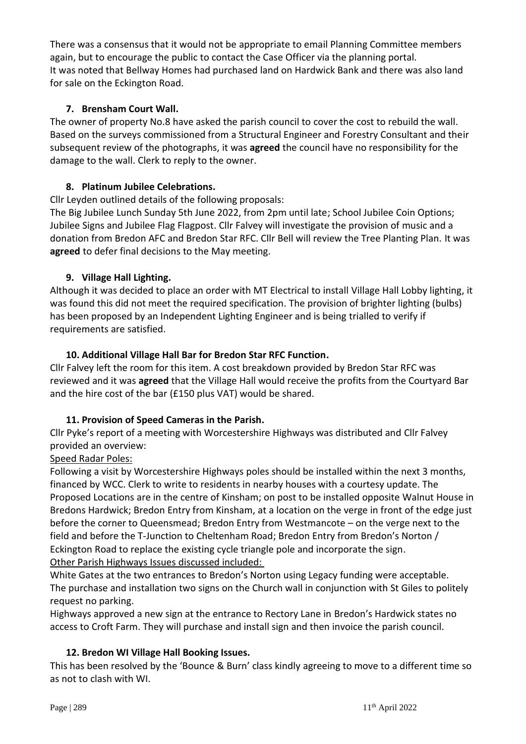There was a consensus that it would not be appropriate to email Planning Committee members again, but to encourage the public to contact the Case Officer via the planning portal.
It was noted that Bellway Homes had purchased land on Hardwick Bank and there was also land for sale on the Eckington Road.

**7. Brensham Court Wall.**

The owner of property No.8 have asked the parish council to cover the cost to rebuild the wall. Based on the surveys commissioned from a Structural Engineer and Forestry Consultant and their subsequent review of the photographs, it was **agreed** the council have no responsibility for the damage to the wall. Clerk to reply to the owner.

**8. Platinum Jubilee Celebrations.**

Cllr Leyden outlined details of the following proposals:
The Big Jubilee Lunch Sunday 5th June 2022, from 2pm until late; School Jubilee Coin Options; Jubilee Signs and Jubilee Flag Flagpost. Cllr Falvey will investigate the provision of music and a donation from Bredon AFC and Bredon Star RFC. Cllr Bell will review the Tree Planting Plan. It was **agreed** to defer final decisions to the May meeting.

**9. Village Hall Lighting.**

Although it was decided to place an order with MT Electrical to install Village Hall Lobby lighting, it was found this did not meet the required specification. The provision of brighter lighting (bulbs) has been proposed by an Independent Lighting Engineer and is being trialled to verify if requirements are satisfied.

**10. Additional Village Hall Bar for Bredon Star RFC Function.**

Cllr Falvey left the room for this item. A cost breakdown provided by Bredon Star RFC was reviewed and it was **agreed** that the Village Hall would receive the profits from the Courtyard Bar and the hire cost of the bar (£150 plus VAT) would be shared.

**11. Provision of Speed Cameras in the Parish.**

Cllr Pyke's report of a meeting with Worcestershire Highways was distributed and Cllr Falvey provided an overview:

Speed Radar Poles:

Following a visit by Worcestershire Highways poles should be installed within the next 3 months, financed by WCC. Clerk to write to residents in nearby houses with a courtesy update. The Proposed Locations are in the centre of Kinsham; on post to be installed opposite Walnut House in Bredons Hardwick; Bredon Entry from Kinsham, at a location on the verge in front of the edge just before the corner to Queensmead; Bredon Entry from Westmancote – on the verge next to the field and before the T-Junction to Cheltenham Road; Bredon Entry from Bredon's Norton / Eckington Road to replace the existing cycle triangle pole and incorporate the sign.

Other Parish Highways Issues discussed included:

White Gates at the two entrances to Bredon's Norton using Legacy funding were acceptable.
The purchase and installation two signs on the Church wall in conjunction with St Giles to politely request no parking.
Highways approved a new sign at the entrance to Rectory Lane in Bredon's Hardwick states no access to Croft Farm. They will purchase and install sign and then invoice the parish council.

**12. Bredon WI Village Hall Booking Issues.**

This has been resolved by the 'Bounce & Burn' class kindly agreeing to move to a different time so as not to clash with WI.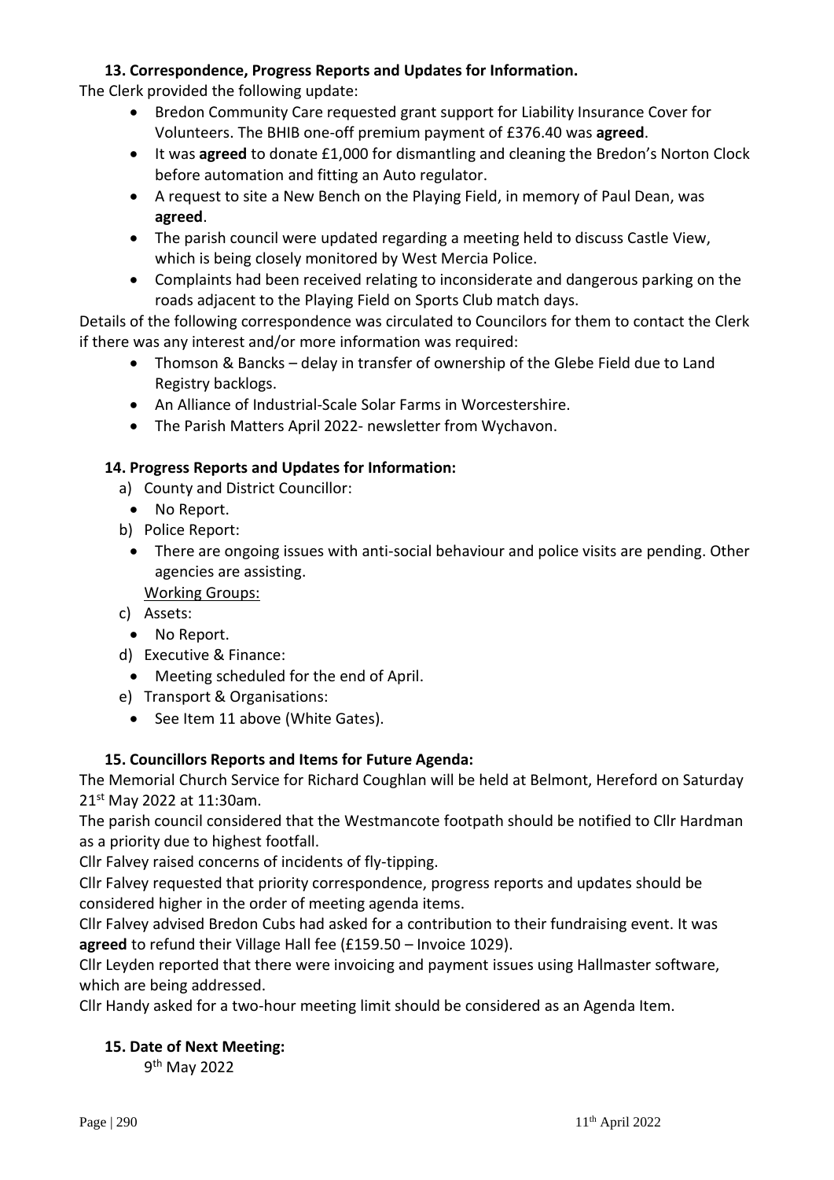## 13. Correspondence, Progress Reports and Updates for Information.

The Clerk provided the following update:

- Bredon Community Care requested grant support for Liability Insurance Cover for Volunteers. The BHIB one-off premium payment of £376.40 was **agreed**.
- It was **agreed** to donate £1,000 for dismantling and cleaning the Bredon's Norton Clock before automation and fitting an Auto regulator.
- A request to site a New Bench on the Playing Field, in memory of Paul Dean, was **agreed**.
- The parish council were updated regarding a meeting held to discuss Castle View, which is being closely monitored by West Mercia Police.
- Complaints had been received relating to inconsiderate and dangerous parking on the roads adjacent to the Playing Field on Sports Club match days.

Details of the following correspondence was circulated to Councilors for them to contact the Clerk if there was any interest and/or more information was required:

- Thomson & Bancks – delay in transfer of ownership of the Glebe Field due to Land Registry backlogs.
- An Alliance of Industrial-Scale Solar Farms in Worcestershire.
- The Parish Matters April 2022- newsletter from Wychavon.

## 14. Progress Reports and Updates for Information:

a) County and District Councillor:
   - No Report.

b) Police Report:
   - There are ongoing issues with anti-social behaviour and police visits are pending. Other agencies are assisting.

   Working Groups:

c) Assets:
   - No Report.

d) Executive & Finance:
   - Meeting scheduled for the end of April.

e) Transport & Organisations:
   - See Item 11 above (White Gates).

## 15. Councillors Reports and Items for Future Agenda:

The Memorial Church Service for Richard Coughlan will be held at Belmont, Hereford on Saturday 21st May 2022 at 11:30am.

The parish council considered that the Westmancote footpath should be notified to Cllr Hardman as a priority due to highest footfall.

Cllr Falvey raised concerns of incidents of fly-tipping.

Cllr Falvey requested that priority correspondence, progress reports and updates should be considered higher in the order of meeting agenda items.

Cllr Falvey advised Bredon Cubs had asked for a contribution to their fundraising event. It was **agreed** to refund their Village Hall fee (£159.50 – Invoice 1029).

Cllr Leyden reported that there were invoicing and payment issues using Hallmaster software, which are being addressed.

Cllr Handy asked for a two-hour meeting limit should be considered as an Agenda Item.

## 15. Date of Next Meeting:

9th May 2022